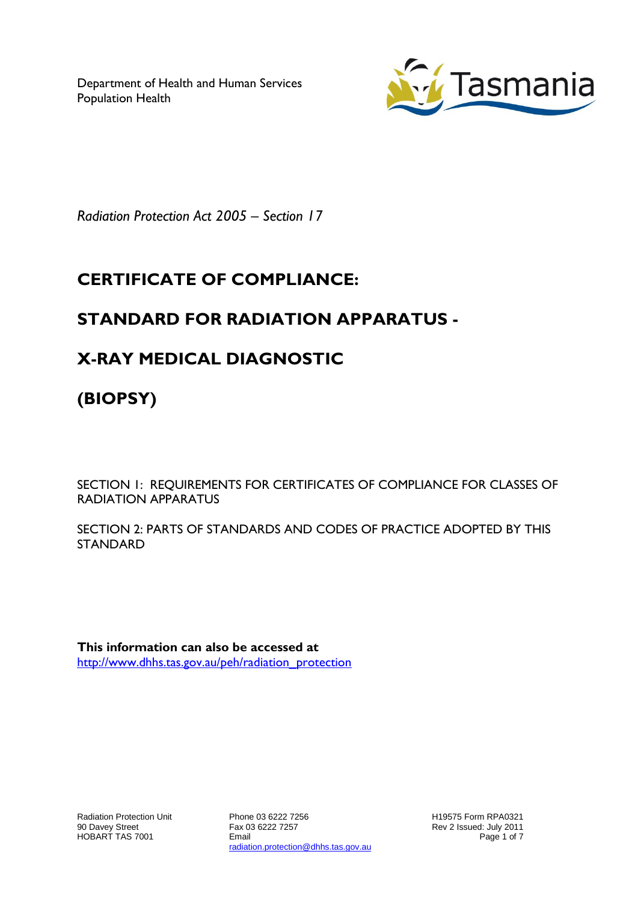Department of Health and Human Services
Population Health

*Radiation Protection Act 2005 – Section 17*

# CERTIFICATE OF COMPLIANCE:

# STANDARD FOR RADIATION APPARATUS -

# X-RAY MEDICAL DIAGNOSTIC

# (BIOPSY)

SECTION 1: REQUIREMENTS FOR CERTIFICATES OF COMPLIANCE FOR CLASSES OF RADIATION APPARATUS

SECTION 2: PARTS OF STANDARDS AND CODES OF PRACTICE ADOPTED BY THIS STANDARD

**This information can also be accessed at**
http://www.dhhs.tas.gov.au/peh/radiation_protection

Radiation Protection Unit
90 Davey Street
HOBART TAS 7001

Phone 03 6222 7256
Fax 03 6222 7257
Email
radiation.protection@dhhs.tas.gov.au

H19575 Form RPA0321
Rev 2 Issued: July 2011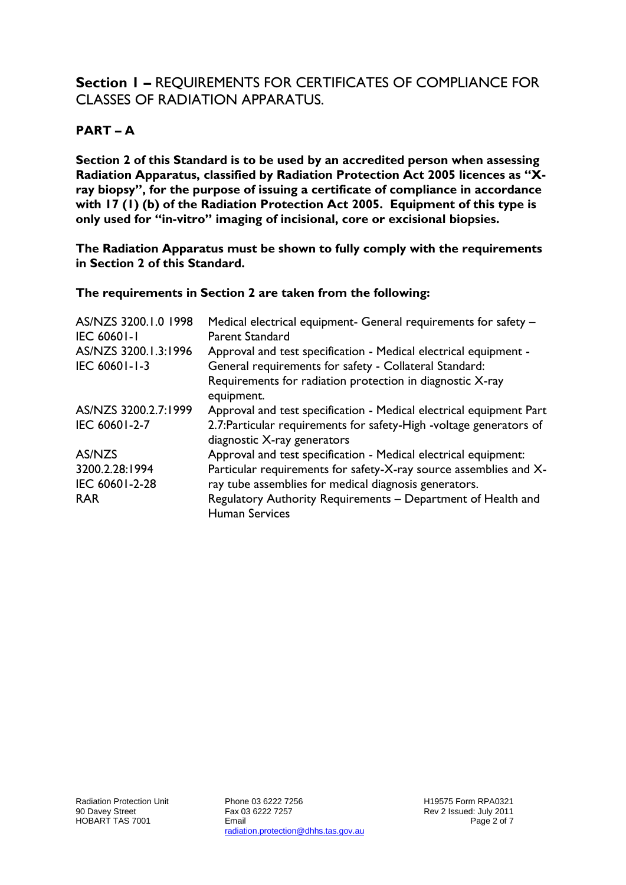## **Section 1 –** REQUIREMENTS FOR CERTIFICATES OF COMPLIANCE FOR CLASSES OF RADIATION APPARATUS.

### PART – A

**Section 2 of this Standard is to be used by an accredited person when assessing Radiation Apparatus, classified by Radiation Protection Act 2005 licences as "X-ray biopsy", for the purpose of issuing a certificate of compliance in accordance with 17 (1) (b) of the Radiation Protection Act 2005. Equipment of this type is only used for "in-vitro" imaging of incisional, core or excisional biopsies.**

**The Radiation Apparatus must be shown to fully comply with the requirements in Section 2 of this Standard.**

**The requirements in Section 2 are taken from the following:**

| | |
|---|---|
| AS/NZS 3200.1.0 1998 IEC 60601-1 | Medical electrical equipment- General requirements for safety – Parent Standard |
| AS/NZS 3200.1.3:1996 IEC 60601-1-3 | Approval and test specification - Medical electrical equipment - General requirements for safety - Collateral Standard: Requirements for radiation protection in diagnostic X-ray equipment. |
| AS/NZS 3200.2.7:1999 IEC 60601-2-7 | Approval and test specification - Medical electrical equipment Part 2.7:Particular requirements for safety-High -voltage generators of diagnostic X-ray generators |
| AS/NZS 3200.2.28:1994 IEC 60601-2-28 | Approval and test specification - Medical electrical equipment: Particular requirements for safety-X-ray source assemblies and X-ray tube assemblies for medical diagnosis generators. |
| RAR | Regulatory Authority Requirements – Department of Health and Human Services |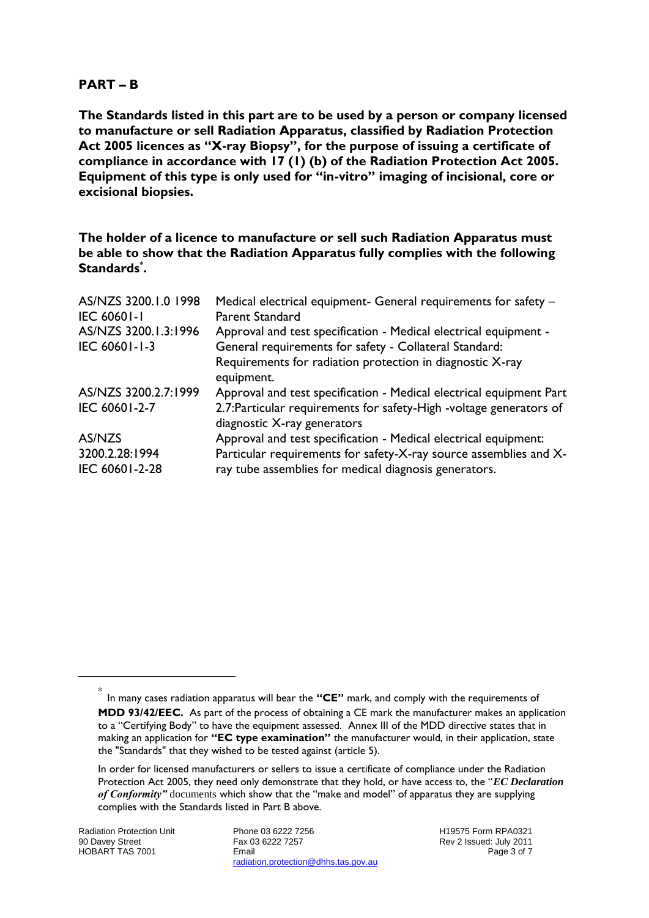## PART – B

**The Standards listed in this part are to be used by a person or company licensed to manufacture or sell Radiation Apparatus, classified by Radiation Protection Act 2005 licences as "X-ray Biopsy", for the purpose of issuing a certificate of compliance in accordance with 17 (1) (b) of the Radiation Protection Act 2005. Equipment of this type is only used for "in-vitro" imaging of incisional, core or excisional biopsies.**

**The holder of a licence to manufacture or sell such Radiation Apparatus must be able to show that the Radiation Apparatus fully complies with the following Standards[*].**

| | |
|---|---|
| AS/NZS 3200.1.0 1998<br>IEC 60601-1 | Medical electrical equipment- General requirements for safety – Parent Standard |
| AS/NZS 3200.1.3:1996<br>IEC 60601-1-3 | Approval and test specification - Medical electrical equipment - General requirements for safety - Collateral Standard: Requirements for radiation protection in diagnostic X-ray equipment. |
| AS/NZS 3200.2.7:1999<br>IEC 60601-2-7 | Approval and test specification - Medical electrical equipment Part 2.7:Particular requirements for safety-High -voltage generators of diagnostic X-ray generators |
| AS/NZS 3200.2.28:1994<br>IEC 60601-2-28 | Approval and test specification - Medical electrical equipment: Particular requirements for safety-X-ray source assemblies and X-ray tube assemblies for medical diagnosis generators. |

---

[*] In many cases radiation apparatus will bear the **"CE"** mark, and comply with the requirements of **MDD 93/42/EEC.** As part of the process of obtaining a CE mark the manufacturer makes an application to a "Certifying Body" to have the equipment assessed. Annex III of the MDD directive states that in making an application for **"EC type examination"** the manufacturer would, in their application, state the "Standards" that they wished to be tested against (article 5).

In order for licensed manufacturers or sellers to issue a certificate of compliance under the Radiation Protection Act 2005, they need only demonstrate that they hold, or have access to, the "***EC Declaration of Conformity"*** documents which show that the "make and model" of apparatus they are supplying complies with the Standards listed in Part B above.

Radiation Protection Unit
90 Davey Street
HOBART TAS 7001

Phone 03 6222 7256
Fax 03 6222 7257
Email
radiation.protection@dhhs.tas.gov.au

H19575 Form RPA0321
Rev 2 Issued: July 2011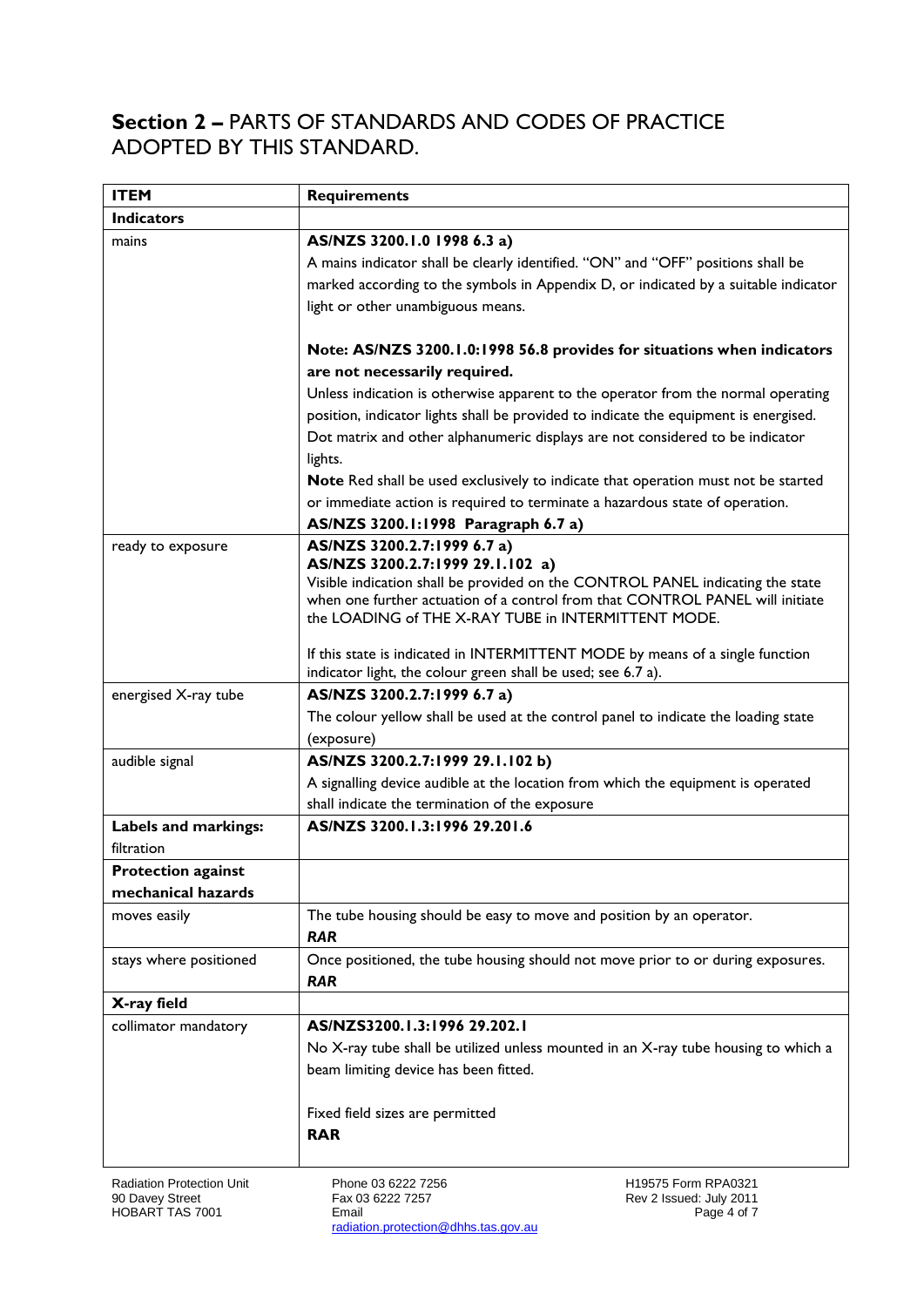## **Section 2 –** PARTS OF STANDARDS AND CODES OF PRACTICE ADOPTED BY THIS STANDARD.

| **ITEM** | **Requirements** |
|---|---|
| **Indicators** | |
| mains | **AS/NZS 3200.1.0 1998 6.3 a)**<br>A mains indicator shall be clearly identified. "ON" and "OFF" positions shall be marked according to the symbols in Appendix D, or indicated by a suitable indicator light or other unambiguous means.<br><br>**Note: AS/NZS 3200.1.0:1998 56.8 provides for situations when indicators are not necessarily required.**<br>Unless indication is otherwise apparent to the operator from the normal operating position, indicator lights shall be provided to indicate the equipment is energised. Dot matrix and other alphanumeric displays are not considered to be indicator lights.<br>**Note** Red shall be used exclusively to indicate that operation must not be started or immediate action is required to terminate a hazardous state of operation.<br>**AS/NZS 3200.1:1998 Paragraph 6.7 a)** |
| ready to exposure | **AS/NZS 3200.2.7:1999 6.7 a)**<br>**AS/NZS 3200.2.7:1999 29.1.102 a)**<br>Visible indication shall be provided on the CONTROL PANEL indicating the state when one further actuation of a control from that CONTROL PANEL will initiate the LOADING of THE X-RAY TUBE in INTERMITTENT MODE.<br><br>If this state is indicated in INTERMITTENT MODE by means of a single function indicator light, the colour green shall be used; see 6.7 a). |
| energised X-ray tube | **AS/NZS 3200.2.7:1999 6.7 a)**<br>The colour yellow shall be used at the control panel to indicate the loading state (exposure) |
| audible signal | **AS/NZS 3200.2.7:1999 29.1.102 b)**<br>A signalling device audible at the location from which the equipment is operated shall indicate the termination of the exposure |
| **Labels and markings:**<br>filtration | **AS/NZS 3200.1.3:1996 29.201.6** |
| **Protection against mechanical hazards** | |
| moves easily | The tube housing should be easy to move and position by an operator.<br>***RAR*** |
| stays where positioned | Once positioned, the tube housing should not move prior to or during exposures.<br>***RAR*** |
| **X-ray field** | |
| collimator mandatory | **AS/NZS3200.1.3:1996 29.202.1**<br>No X-ray tube shall be utilized unless mounted in an X-ray tube housing to which a beam limiting device has been fitted.<br><br>Fixed field sizes are permitted<br>**RAR** |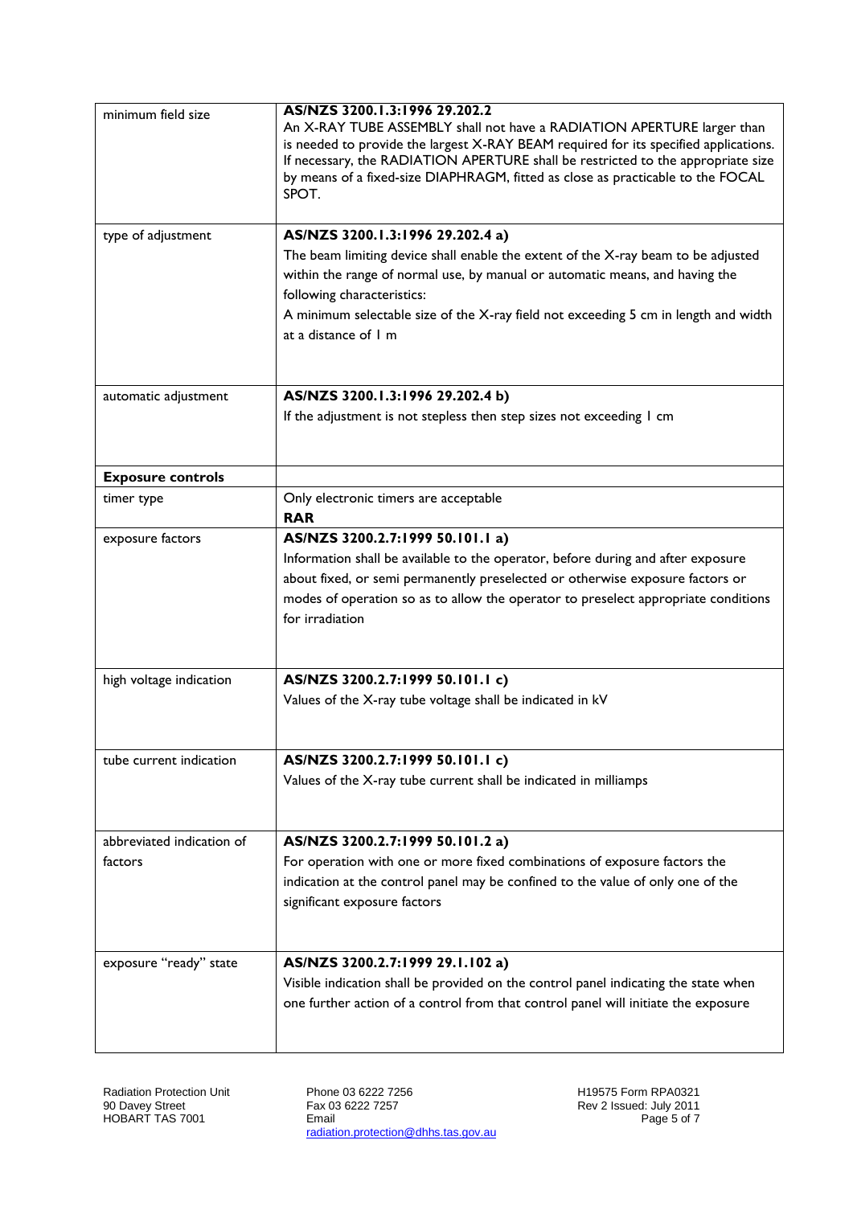| | |
|---|---|
| minimum field size | **AS/NZS 3200.1.3:1996 29.202.2**<br>An X-RAY TUBE ASSEMBLY shall not have a RADIATION APERTURE larger than is needed to provide the largest X-RAY BEAM required for its specified applications. If necessary, the RADIATION APERTURE shall be restricted to the appropriate size by means of a fixed-size DIAPHRAGM, fitted as close as practicable to the FOCAL SPOT. |
| type of adjustment | **AS/NZS 3200.1.3:1996 29.202.4 a)**<br>The beam limiting device shall enable the extent of the X-ray beam to be adjusted within the range of normal use, by manual or automatic means, and having the following characteristics:<br>A minimum selectable size of the X-ray field not exceeding 5 cm in length and width at a distance of 1 m |
| automatic adjustment | **AS/NZS 3200.1.3:1996 29.202.4 b)**<br>If the adjustment is not stepless then step sizes not exceeding 1 cm |
| **Exposure controls** | |
| timer type | Only electronic timers are acceptable<br>**RAR** |
| exposure factors | **AS/NZS 3200.2.7:1999 50.101.1 a)**<br>Information shall be available to the operator, before during and after exposure about fixed, or semi permanently preselected or otherwise exposure factors or modes of operation so as to allow the operator to preselect appropriate conditions for irradiation |
| high voltage indication | **AS/NZS 3200.2.7:1999 50.101.1 c)**<br>Values of the X-ray tube voltage shall be indicated in kV |
| tube current indication | **AS/NZS 3200.2.7:1999 50.101.1 c)**<br>Values of the X-ray tube current shall be indicated in milliamps |
| abbreviated indication of factors | **AS/NZS 3200.2.7:1999 50.101.2 a)**<br>For operation with one or more fixed combinations of exposure factors the indication at the control panel may be confined to the value of only one of the significant exposure factors |
| exposure "ready" state | **AS/NZS 3200.2.7:1999 29.1.102 a)**<br>Visible indication shall be provided on the control panel indicating the state when one further action of a control from that control panel will initiate the exposure |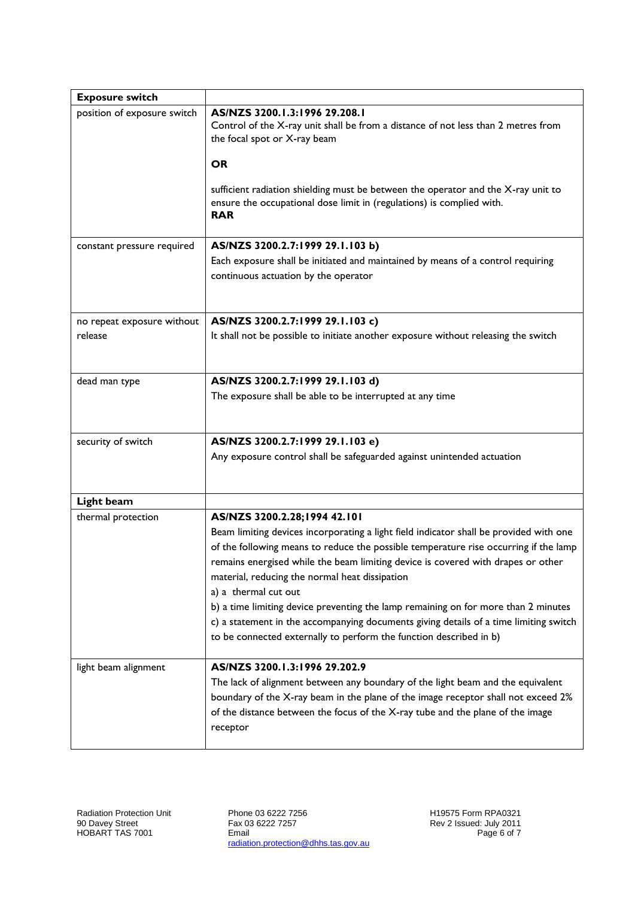| **Exposure switch** | |
|---|---|
| position of exposure switch | **AS/NZS 3200.1.3:1996 29.208.1**<br>Control of the X-ray unit shall be from a distance of not less than 2 metres from the focal spot or X-ray beam<br><br>**OR**<br><br>sufficient radiation shielding must be between the operator and the X-ray unit to ensure the occupational dose limit in (regulations) is complied with.<br>**RAR** |
| constant pressure required | **AS/NZS 3200.2.7:1999 29.1.103 b)**<br>Each exposure shall be initiated and maintained by means of a control requiring continuous actuation by the operator |
| no repeat exposure without release | **AS/NZS 3200.2.7:1999 29.1.103 c)**<br>It shall not be possible to initiate another exposure without releasing the switch |
| dead man type | **AS/NZS 3200.2.7:1999 29.1.103 d)**<br>The exposure shall be able to be interrupted at any time |
| security of switch | **AS/NZS 3200.2.7:1999 29.1.103 e)**<br>Any exposure control shall be safeguarded against unintended actuation |
| **Light beam** | |
| thermal protection | **AS/NZS 3200.2.28;1994 42.101**<br>Beam limiting devices incorporating a light field indicator shall be provided with one of the following means to reduce the possible temperature rise occurring if the lamp remains energised while the beam limiting device is covered with drapes or other material, reducing the normal heat dissipation<br>a) a thermal cut out<br>b) a time limiting device preventing the lamp remaining on for more than 2 minutes<br>c) a statement in the accompanying documents giving details of a time limiting switch to be connected externally to perform the function described in b) |
| light beam alignment | **AS/NZS 3200.1.3:1996 29.202.9**<br>The lack of alignment between any boundary of the light beam and the equivalent boundary of the X-ray beam in the plane of the image receptor shall not exceed 2% of the distance between the focus of the X-ray tube and the plane of the image receptor |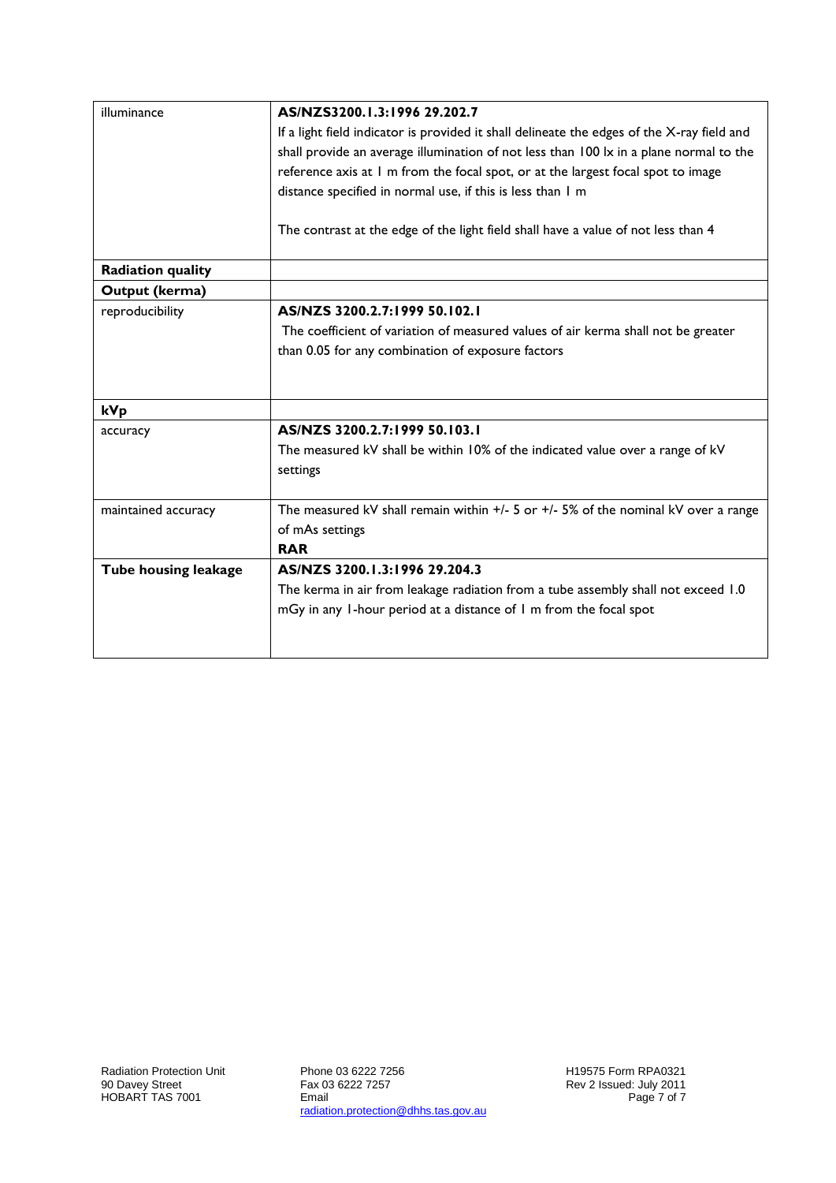| | |
|---|---|
| illuminance | **AS/NZS3200.1.3:1996 29.202.7**<br>If a light field indicator is provided it shall delineate the edges of the X-ray field and shall provide an average illumination of not less than 100 lx in a plane normal to the reference axis at 1 m from the focal spot, or at the largest focal spot to image distance specified in normal use, if this is less than 1 m<br><br>The contrast at the edge of the light field shall have a value of not less than 4 |
| **Radiation quality** | |
| **Output (kerma)** | |
| reproducibility | **AS/NZS 3200.2.7:1999 50.102.1**<br>The coefficient of variation of measured values of air kerma shall not be greater than 0.05 for any combination of exposure factors |
| **kVp** | |
| accuracy | **AS/NZS 3200.2.7:1999 50.103.1**<br>The measured kV shall be within 10% of the indicated value over a range of kV settings |
| maintained accuracy | The measured kV shall remain within +/- 5 or +/- 5% of the nominal kV over a range of mAs settings<br>**RAR** |
| **Tube housing leakage** | **AS/NZS 3200.1.3:1996 29.204.3**<br>The kerma in air from leakage radiation from a tube assembly shall not exceed 1.0 mGy in any 1-hour period at a distance of 1 m from the focal spot |